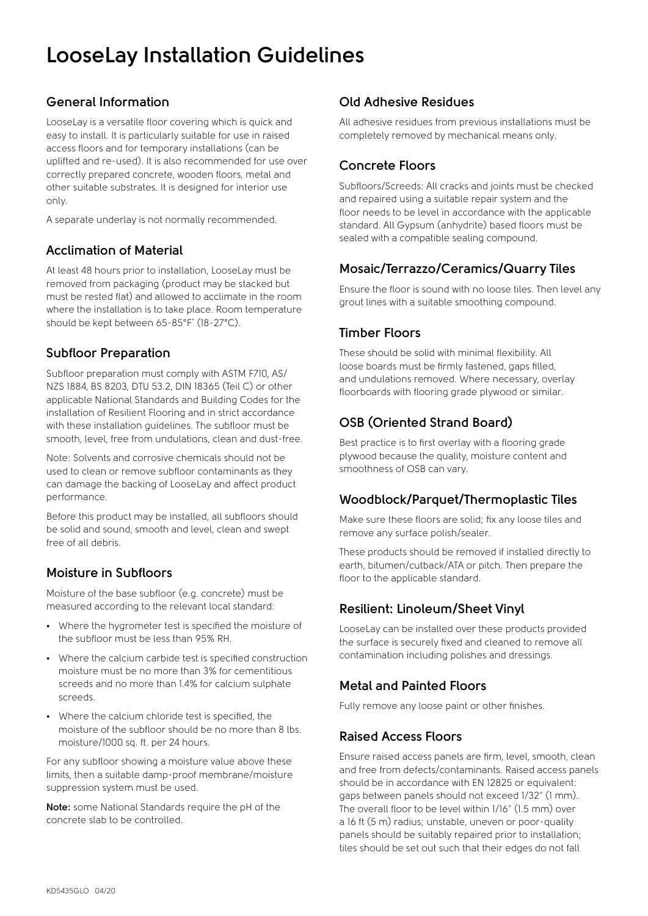# LooseLay Installation Guidelines

## General Information

LooseLay is a versatile floor covering which is quick and easy to install. It is particularly suitable for use in raised access floors and for temporary installations (can be uplifted and re-used). It is also recommended for use over correctly prepared concrete, wooden floors, metal and other suitable substrates. It is designed for interior use only.

A separate underlay is not normally recommended.

## Acclimation of Material

At least 48 hours prior to installation, LooseLay must be removed from packaging (product may be stacked but must be rested flat) and allowed to acclimate in the room where the installation is to take place. Room temperature should be kept between 65-85°F˚ (18-27°C).

## Subfloor Preparation

Subfloor preparation must comply with ASTM F710, AS/NZS 1884, BS 8203, DTU 53.2, DIN 18365 (Teil C) or other applicable National Standards and Building Codes for the installation of Resilient Flooring and in strict accordance with these installation guidelines. The subfloor must be smooth, level, free from undulations, clean and dust-free.

Note: Solvents and corrosive chemicals should not be used to clean or remove subfloor contaminants as they can damage the backing of LooseLay and affect product performance.

Before this product may be installed, all subfloors should be solid and sound, smooth and level, clean and swept free of all debris.

## Moisture in Subfloors

Moisture of the base subfloor (e.g. concrete) must be measured according to the relevant local standard:

- Where the hygrometer test is specified the moisture of the subfloor must be less than 95% RH.
- Where the calcium carbide test is specified construction moisture must be no more than 3% for cementitious screeds and no more than 1.4% for calcium sulphate screeds.
- Where the calcium chloride test is specified, the moisture of the subfloor should be no more than 8 lbs. moisture/1000 sq. ft. per 24 hours.

For any subfloor showing a moisture value above these limits, then a suitable damp-proof membrane/moisture suppression system must be used.

**Note:** some National Standards require the pH of the concrete slab to be controlled.

## Old Adhesive Residues

All adhesive residues from previous installations must be completely removed by mechanical means only.

## Concrete Floors

Subfloors/Screeds: All cracks and joints must be checked and repaired using a suitable repair system and the floor needs to be level in accordance with the applicable standard. All Gypsum (anhydrite) based floors must be sealed with a compatible sealing compound.

## Mosaic/Terrazzo/Ceramics/Quarry Tiles

Ensure the floor is sound with no loose tiles. Then level any grout lines with a suitable smoothing compound.

## Timber Floors

These should be solid with minimal flexibility. All loose boards must be firmly fastened, gaps filled, and undulations removed. Where necessary, overlay floorboards with flooring grade plywood or similar.

## OSB (Oriented Strand Board)

Best practice is to first overlay with a flooring grade plywood because the quality, moisture content and smoothness of OSB can vary.

## Woodblock/Parquet/Thermoplastic Tiles

Make sure these floors are solid; fix any loose tiles and remove any surface polish/sealer.

These products should be removed if installed directly to earth, bitumen/cutback/ATA or pitch. Then prepare the floor to the applicable standard.

## Resilient: Linoleum/Sheet Vinyl

LooseLay can be installed over these products provided the surface is securely fixed and cleaned to remove all contamination including polishes and dressings.

## Metal and Painted Floors

Fully remove any loose paint or other finishes.

## Raised Access Floors

Ensure raised access panels are firm, level, smooth, clean and free from defects/contaminants. Raised access panels should be in accordance with EN 12825 or equivalent: gaps between panels should not exceed 1/32" (1 mm). The overall floor to be level within 1/16" (1.5 mm) over a 16 ft (5 m) radius; unstable, uneven or poor-quality panels should be suitably repaired prior to installation; tiles should be set out such that their edges do not fall

KD5435GLO 04/20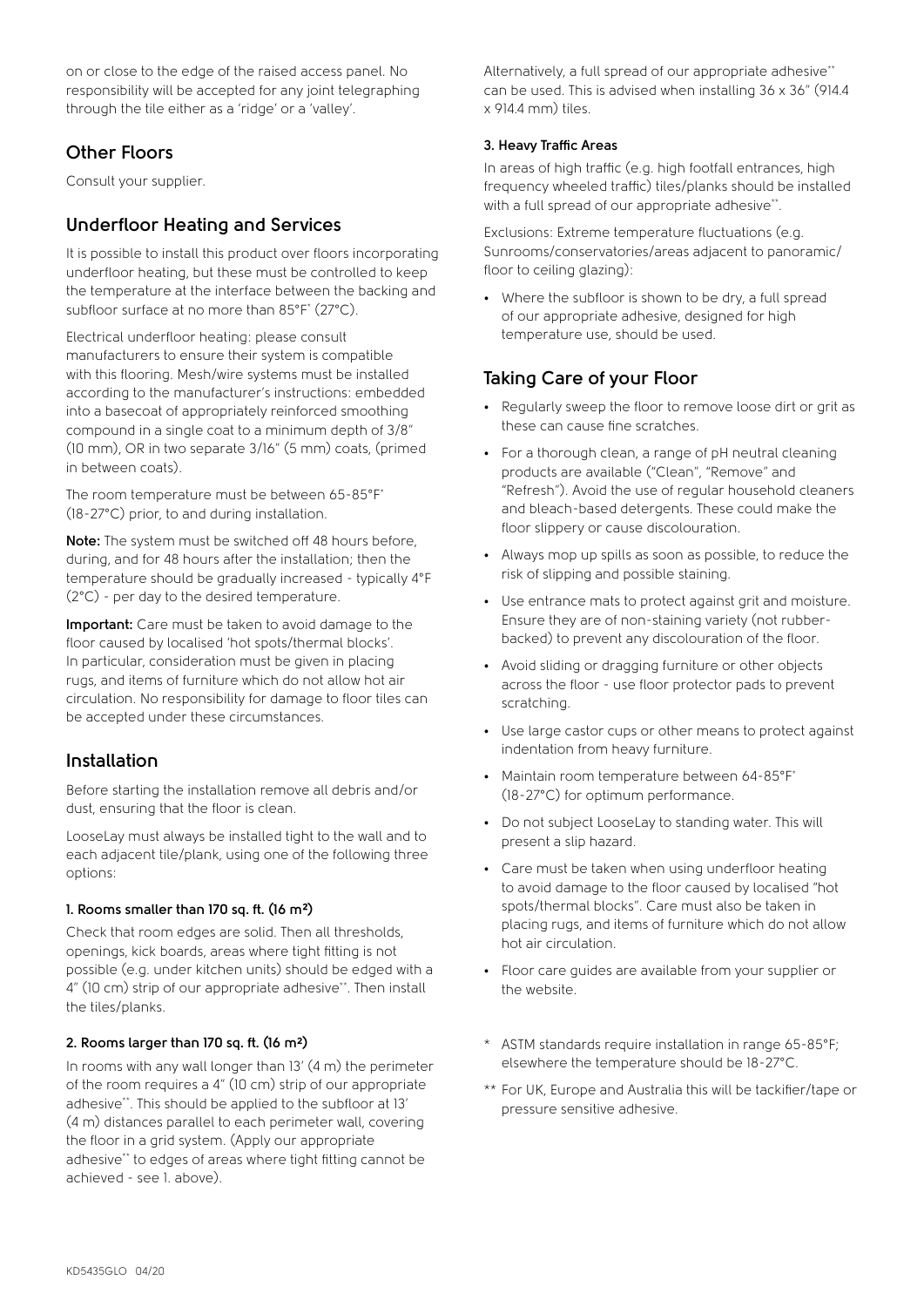on or close to the edge of the raised access panel. No responsibility will be accepted for any joint telegraphing through the tile either as a 'ridge' or a 'valley'.

## Other Floors

Consult your supplier.

## Underfloor Heating and Services

It is possible to install this product over floors incorporating underfloor heating, but these must be controlled to keep the temperature at the interface between the backing and subfloor surface at no more than 85°F* (27°C).

Electrical underfloor heating: please consult manufacturers to ensure their system is compatible with this flooring. Mesh/wire systems must be installed according to the manufacturer's instructions: embedded into a basecoat of appropriately reinforced smoothing compound in a single coat to a minimum depth of 3/8" (10 mm), OR in two separate 3/16" (5 mm) coats, (primed in between coats).

The room temperature must be between 65-85°F* (18-27°C) prior, to and during installation.

**Note:** The system must be switched off 48 hours before, during, and for 48 hours after the installation; then the temperature should be gradually increased - typically 4°F (2°C) - per day to the desired temperature.

**Important:** Care must be taken to avoid damage to the floor caused by localised 'hot spots/thermal blocks'. In particular, consideration must be given in placing rugs, and items of furniture which do not allow hot air circulation. No responsibility for damage to floor tiles can be accepted under these circumstances.

## Installation

Before starting the installation remove all debris and/or dust, ensuring that the floor is clean.

LooseLay must always be installed tight to the wall and to each adjacent tile/plank, using one of the following three options:

#### 1. Rooms smaller than 170 sq. ft. (16 m²)

Check that room edges are solid. Then all thresholds, openings, kick boards, areas where tight fitting is not possible (e.g. under kitchen units) should be edged with a 4" (10 cm) strip of our appropriate adhesive**. Then install the tiles/planks.

#### 2. Rooms larger than 170 sq. ft. (16 m²)

In rooms with any wall longer than 13' (4 m) the perimeter of the room requires a 4" (10 cm) strip of our appropriate adhesive**. This should be applied to the subfloor at 13' (4 m) distances parallel to each perimeter wall, covering the floor in a grid system. (Apply our appropriate adhesive** to edges of areas where tight fitting cannot be achieved - see 1. above).

Alternatively, a full spread of our appropriate adhesive** can be used. This is advised when installing 36 x 36" (914.4 x 914.4 mm) tiles.

#### 3. Heavy Traffic Areas

In areas of high traffic (e.g. high footfall entrances, high frequency wheeled traffic) tiles/planks should be installed with a full spread of our appropriate adhesive**.

Exclusions: Extreme temperature fluctuations (e.g. Sunrooms/conservatories/areas adjacent to panoramic/floor to ceiling glazing):

- Where the subfloor is shown to be dry, a full spread of our appropriate adhesive, designed for high temperature use, should be used.

## Taking Care of your Floor

- Regularly sweep the floor to remove loose dirt or grit as these can cause fine scratches.
- For a thorough clean, a range of pH neutral cleaning products are available ("Clean", "Remove" and "Refresh"). Avoid the use of regular household cleaners and bleach-based detergents. These could make the floor slippery or cause discolouration.
- Always mop up spills as soon as possible, to reduce the risk of slipping and possible staining.
- Use entrance mats to protect against grit and moisture. Ensure they are of non-staining variety (not rubber-backed) to prevent any discolouration of the floor.
- Avoid sliding or dragging furniture or other objects across the floor - use floor protector pads to prevent scratching.
- Use large castor cups or other means to protect against indentation from heavy furniture.
- Maintain room temperature between 64-85°F* (18-27°C) for optimum performance.
- Do not subject LooseLay to standing water. This will present a slip hazard.
- Care must be taken when using underfloor heating to avoid damage to the floor caused by localised "hot spots/thermal blocks". Care must also be taken in placing rugs, and items of furniture which do not allow hot air circulation.
- Floor care guides are available from your supplier or the website.

\* ASTM standards require installation in range 65-85°F; elsewhere the temperature should be 18-27°C.

\*\* For UK, Europe and Australia this will be tackifier/tape or pressure sensitive adhesive.

KD5435GLO 04/20